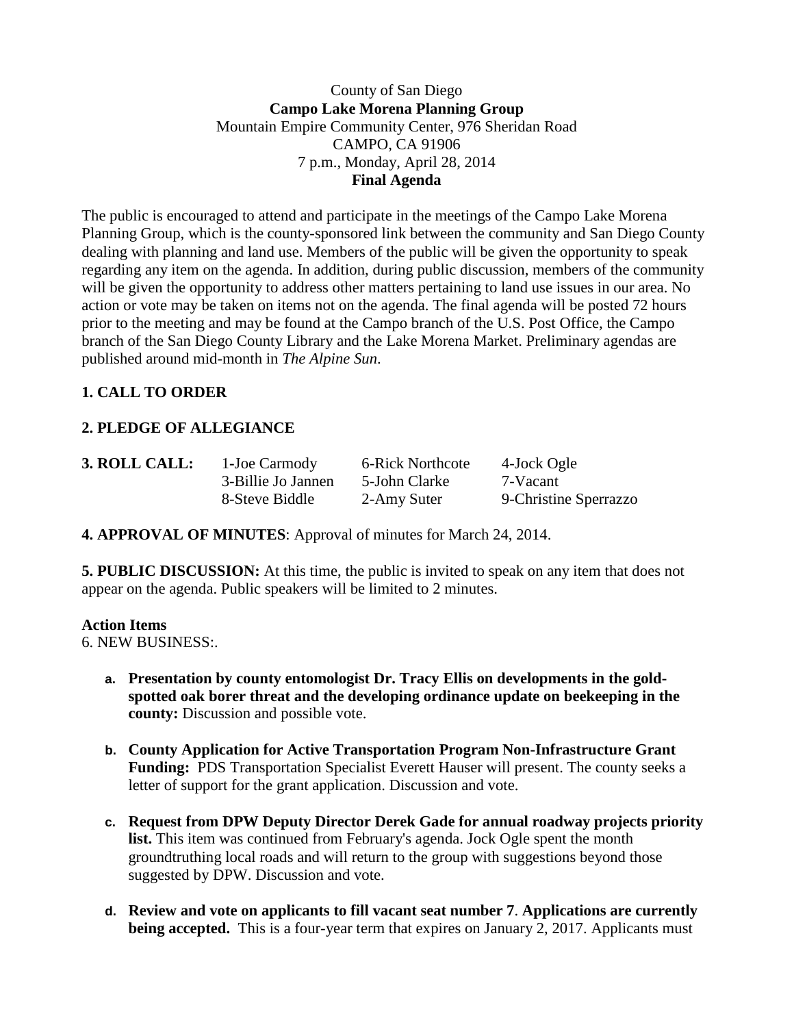County of San Diego

**Campo Lake Morena Planning Group**

Mountain Empire Community Center, 976 Sheridan Road

CAMPO, CA 91906

7 p.m., Monday, April 28, 2014

**Final Agenda**

The public is encouraged to attend and participate in the meetings of the Campo Lake Morena Planning Group, which is the county-sponsored link between the community and San Diego County dealing with planning and land use. Members of the public will be given the opportunity to speak regarding any item on the agenda. In addition, during public discussion, members of the community will be given the opportunity to address other matters pertaining to land use issues in our area. No action or vote may be taken on items not on the agenda. The final agenda will be posted 72 hours prior to the meeting and may be found at the Campo branch of the U.S. Post Office, the Campo branch of the San Diego County Library and the Lake Morena Market. Preliminary agendas are published around mid-month in *The Alpine Sun*.

**1. CALL TO ORDER**

**2. PLEDGE OF ALLEGIANCE**

| **3. ROLL CALL:** | 1-Joe Carmody | 6-Rick Northcote | 4-Jock Ogle |
|---|---|---|---|
| | 3-Billie Jo Jannen | 5-John Clarke | 7-Vacant |
| | 8-Steve Biddle | 2-Amy Suter | 9-Christine Sperrazzo |

**4. APPROVAL OF MINUTES**: Approval of minutes for March 24, 2014.

**5. PUBLIC DISCUSSION:** At this time, the public is invited to speak on any item that does not appear on the agenda. Public speakers will be limited to 2 minutes.

**Action Items**

6. NEW BUSINESS:.

a. **Presentation by county entomologist Dr. Tracy Ellis on developments in the gold-spotted oak borer threat and the developing ordinance update on beekeeping in the county:** Discussion and possible vote.

b. **County Application for Active Transportation Program Non-Infrastructure Grant Funding:** PDS Transportation Specialist Everett Hauser will present. The county seeks a letter of support for the grant application. Discussion and vote.

c. **Request from DPW Deputy Director Derek Gade for annual roadway projects priority list.** This item was continued from February's agenda. Jock Ogle spent the month groundtruthing local roads and will return to the group with suggestions beyond those suggested by DPW. Discussion and vote.

d. **Review and vote on applicants to fill vacant seat number 7**. **Applications are currently being accepted.** This is a four-year term that expires on January 2, 2017. Applicants must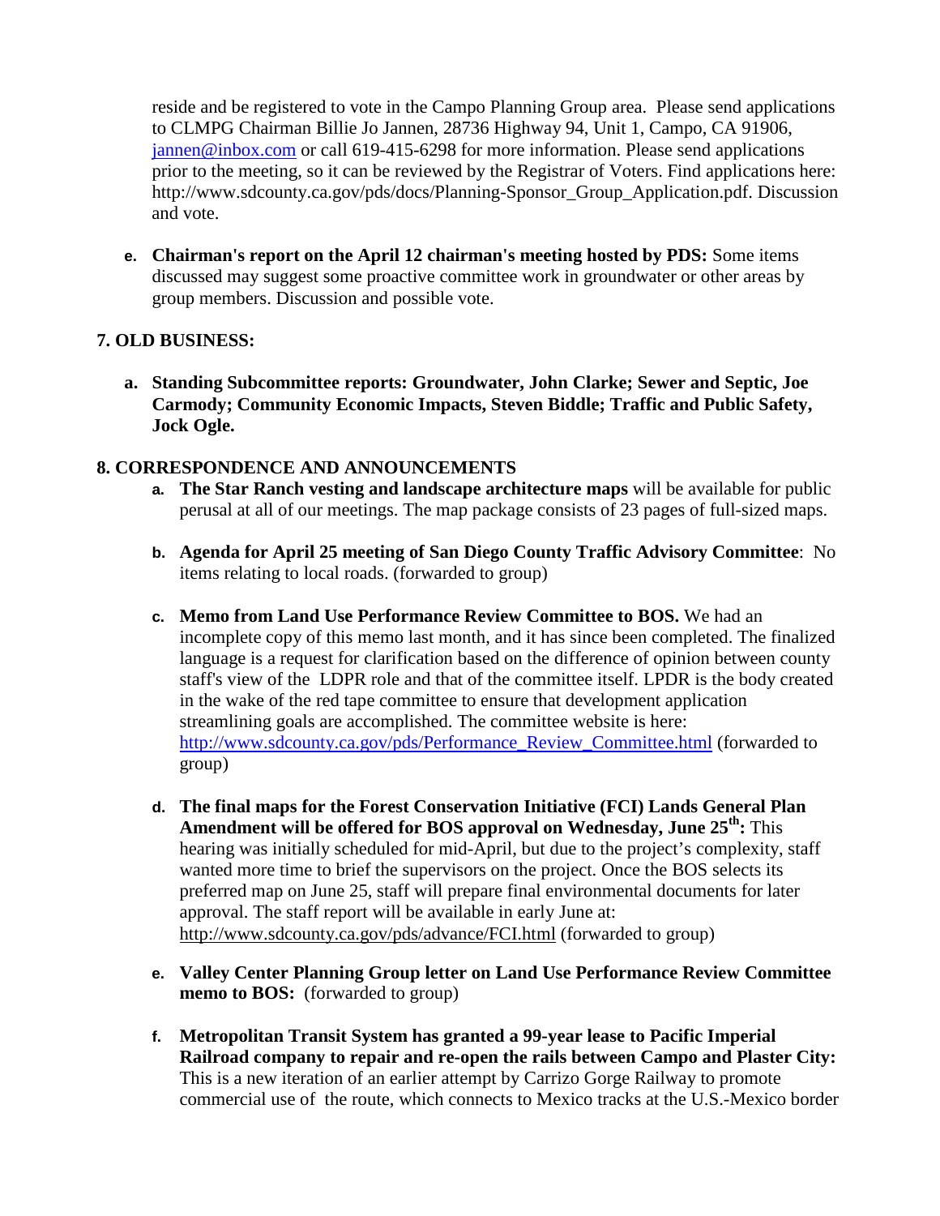reside and be registered to vote in the Campo Planning Group area. Please send applications to CLMPG Chairman Billie Jo Jannen, 28736 Highway 94, Unit 1, Campo, CA 91906, jannen@inbox.com or call 619-415-6298 for more information. Please send applications prior to the meeting, so it can be reviewed by the Registrar of Voters. Find applications here: http://www.sdcounty.ca.gov/pds/docs/Planning-Sponsor_Group_Application.pdf. Discussion and vote.

e. **Chairman's report on the April 12 chairman's meeting hosted by PDS:** Some items discussed may suggest some proactive committee work in groundwater or other areas by group members. Discussion and possible vote.

## 7. OLD BUSINESS:

a. **Standing Subcommittee reports: Groundwater, John Clarke; Sewer and Septic, Joe Carmody; Community Economic Impacts, Steven Biddle; Traffic and Public Safety, Jock Ogle.**

## 8. CORRESPONDENCE AND ANNOUNCEMENTS

a. **The Star Ranch vesting and landscape architecture maps** will be available for public perusal at all of our meetings. The map package consists of 23 pages of full-sized maps.

b. **Agenda for April 25 meeting of San Diego County Traffic Advisory Committee**: No items relating to local roads. (forwarded to group)

c. **Memo from Land Use Performance Review Committee to BOS.** We had an incomplete copy of this memo last month, and it has since been completed. The finalized language is a request for clarification based on the difference of opinion between county staff's view of the LDPR role and that of the committee itself. LPDR is the body created in the wake of the red tape committee to ensure that development application streamlining goals are accomplished. The committee website is here: http://www.sdcounty.ca.gov/pds/Performance_Review_Committee.html (forwarded to group)

d. **The final maps for the Forest Conservation Initiative (FCI) Lands General Plan Amendment will be offered for BOS approval on Wednesday, June 25th:** This hearing was initially scheduled for mid-April, but due to the project's complexity, staff wanted more time to brief the supervisors on the project. Once the BOS selects its preferred map on June 25, staff will prepare final environmental documents for later approval. The staff report will be available in early June at: http://www.sdcounty.ca.gov/pds/advance/FCI.html (forwarded to group)

e. **Valley Center Planning Group letter on Land Use Performance Review Committee memo to BOS:** (forwarded to group)

f. **Metropolitan Transit System has granted a 99-year lease to Pacific Imperial Railroad company to repair and re-open the rails between Campo and Plaster City:** This is a new iteration of an earlier attempt by Carrizo Gorge Railway to promote commercial use of the route, which connects to Mexico tracks at the U.S.-Mexico border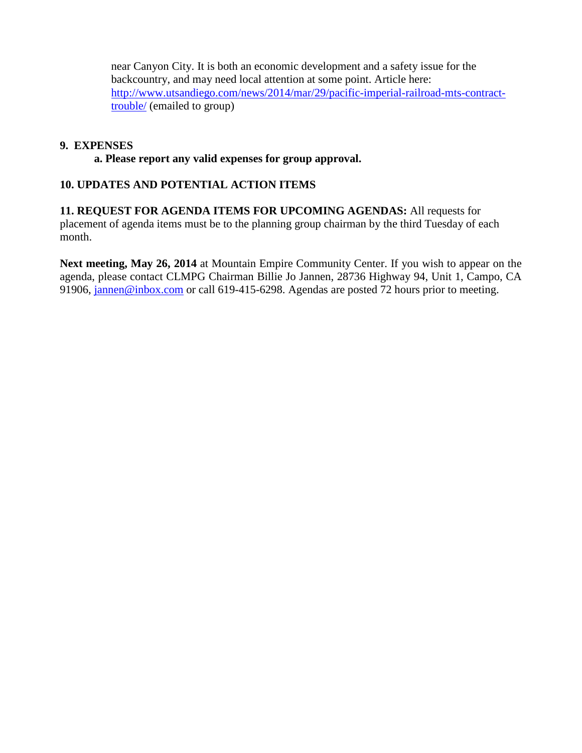near Canyon City. It is both an economic development and a safety issue for the backcountry, and may need local attention at some point. Article here: http://www.utsandiego.com/news/2014/mar/29/pacific-imperial-railroad-mts-contract-trouble/ (emailed to group)

**9. EXPENSES**

**a. Please report any valid expenses for group approval.**

**10. UPDATES AND POTENTIAL ACTION ITEMS**

**11. REQUEST FOR AGENDA ITEMS FOR UPCOMING AGENDAS:** All requests for placement of agenda items must be to the planning group chairman by the third Tuesday of each month.

**Next meeting, May 26, 2014** at Mountain Empire Community Center. If you wish to appear on the agenda, please contact CLMPG Chairman Billie Jo Jannen, 28736 Highway 94, Unit 1, Campo, CA 91906, jannen@inbox.com or call 619-415-6298. Agendas are posted 72 hours prior to meeting.